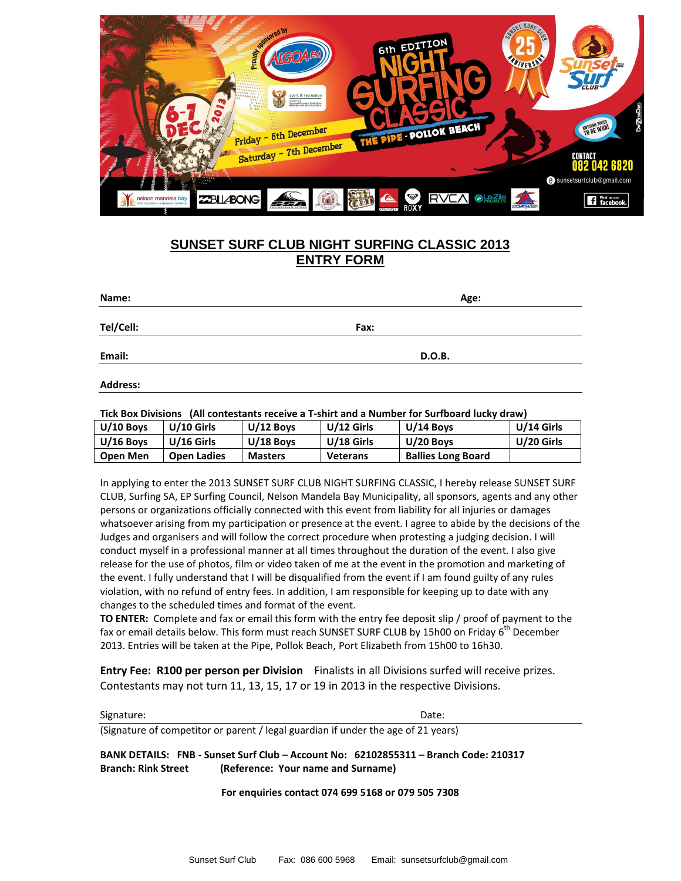Proudly sponsored by ALGOA FM

6th EDITION NIGHT SURFING CLASSIC

THE PIPE - POLLOK BEACH

6-7 DEC 2013

Friday – 6th December

Saturday – 7th December

CONTACT 082 042 6820

sunsetsurfclub@gmail.com

# SUNSET SURF CLUB NIGHT SURFING CLASSIC 2013
# ENTRY FORM

**Name:** **Age:**

**Tel/Cell:** **Fax:**

**Email:** **D.O.B.**

**Address:**

**Tick Box Divisions (All contestants receive a T-shirt and a Number for Surfboard lucky draw)**

| U/10 Boys | U/10 Girls | U/12 Boys | U/12 Girls | U/14 Boys | U/14 Girls |
|---|---|---|---|---|---|
| U/16 Boys | U/16 Girls | U/18 Boys | U/18 Girls | U/20 Boys | U/20 Girls |
| Open Men | Open Ladies | Masters | Veterans | Ballies Long Board | |

In applying to enter the 2013 SUNSET SURF CLUB NIGHT SURFING CLASSIC, I hereby release SUNSET SURF CLUB, Surfing SA, EP Surfing Council, Nelson Mandela Bay Municipality, all sponsors, agents and any other persons or organizations officially connected with this event from liability for all injuries or damages whatsoever arising from my participation or presence at the event. I agree to abide by the decisions of the Judges and organisers and will follow the correct procedure when protesting a judging decision. I will conduct myself in a professional manner at all times throughout the duration of the event. I also give release for the use of photos, film or video taken of me at the event in the promotion and marketing of the event. I fully understand that I will be disqualified from the event if I am found guilty of any rules violation, with no refund of entry fees. In addition, I am responsible for keeping up to date with any changes to the scheduled times and format of the event.

**TO ENTER:** Complete and fax or email this form with the entry fee deposit slip / proof of payment to the fax or email details below. This form must reach SUNSET SURF CLUB by 15h00 on Friday 6th December 2013. Entries will be taken at the Pipe, Pollok Beach, Port Elizabeth from 15h00 to 16h30.

**Entry Fee: R100 per person per Division** Finalists in all Divisions surfed will receive prizes. Contestants may not turn 11, 13, 15, 17 or 19 in 2013 in the respective Divisions.

Signature: Date:

(Signature of competitor or parent / legal guardian if under the age of 21 years)

**BANK DETAILS: FNB - Sunset Surf Club – Account No: 62102855311 – Branch Code: 210317**
**Branch: Rink Street (Reference: Your name and Surname)**

**For enquiries contact 074 699 5168 or 079 505 7308**

Sunset Surf Club Fax: 086 600 5968 Email: sunsetsurfclub@gmail.com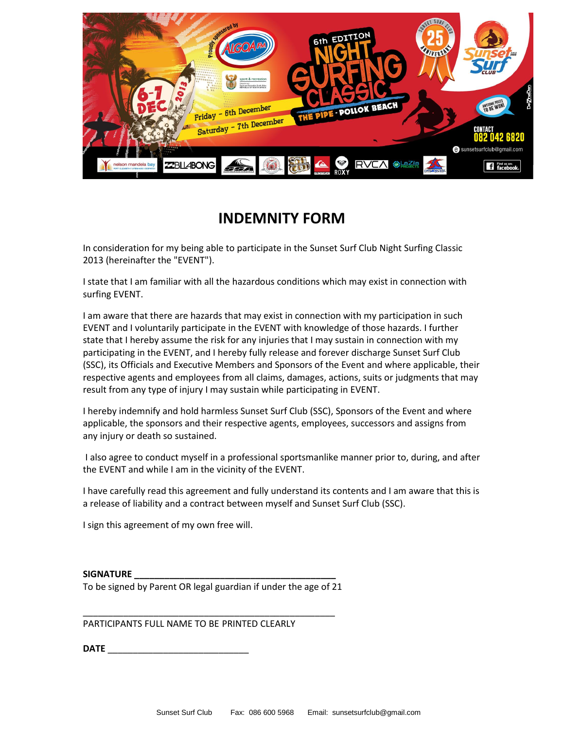# INDEMNITY FORM

In consideration for my being able to participate in the Sunset Surf Club Night Surfing Classic 2013 (hereinafter the "EVENT").

I state that I am familiar with all the hazardous conditions which may exist in connection with surfing EVENT.

I am aware that there are hazards that may exist in connection with my participation in such EVENT and I voluntarily participate in the EVENT with knowledge of those hazards. I further state that I hereby assume the risk for any injuries that I may sustain in connection with my participating in the EVENT, and I hereby fully release and forever discharge Sunset Surf Club (SSC), its Officials and Executive Members and Sponsors of the Event and where applicable, their respective agents and employees from all claims, damages, actions, suits or judgments that may result from any type of injury I may sustain while participating in EVENT.

I hereby indemnify and hold harmless Sunset Surf Club (SSC), Sponsors of the Event and where applicable, the sponsors and their respective agents, employees, successors and assigns from any injury or death so sustained.

I also agree to conduct myself in a professional sportsmanlike manner prior to, during, and after the EVENT and while I am in the vicinity of the EVENT.

I have carefully read this agreement and fully understand its contents and I am aware that this is a release of liability and a contract between myself and Sunset Surf Club (SSC).

I sign this agreement of my own free will.

**SIGNATURE** ________________________________________

To be signed by Parent OR legal guardian if under the age of 21

______________________________________________________

PARTICIPANTS FULL NAME TO BE PRINTED CLEARLY

**DATE** ____________________________

Sunset Surf Club Fax: 086 600 5968 Email: sunsetsurfclub@gmail.com